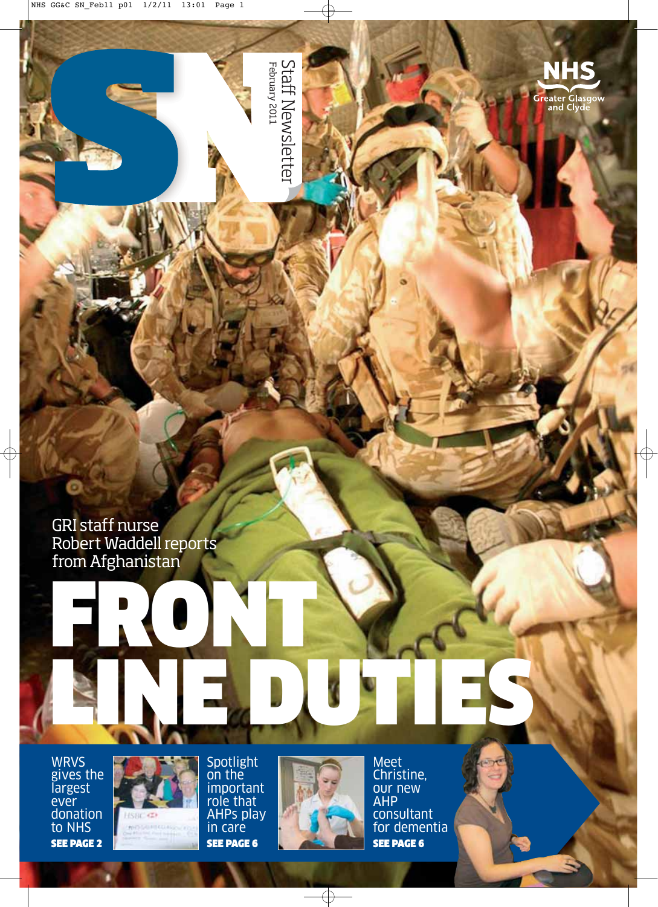# SN

Staff Newsletter

February 2011

NHS Greater Glasgow and Clyde

GRI staff nurse Robert Waddell reports from Afghanistan

# FRONT LINE DUTIES

WRVS gives the largest ever donation to NHS

**SEE PAGE 2**

Spotlight on the important role that AHPs play in care

**SEE PAGE 6**

Meet Christine, our new AHP consultant for dementia

**SEE PAGE 6**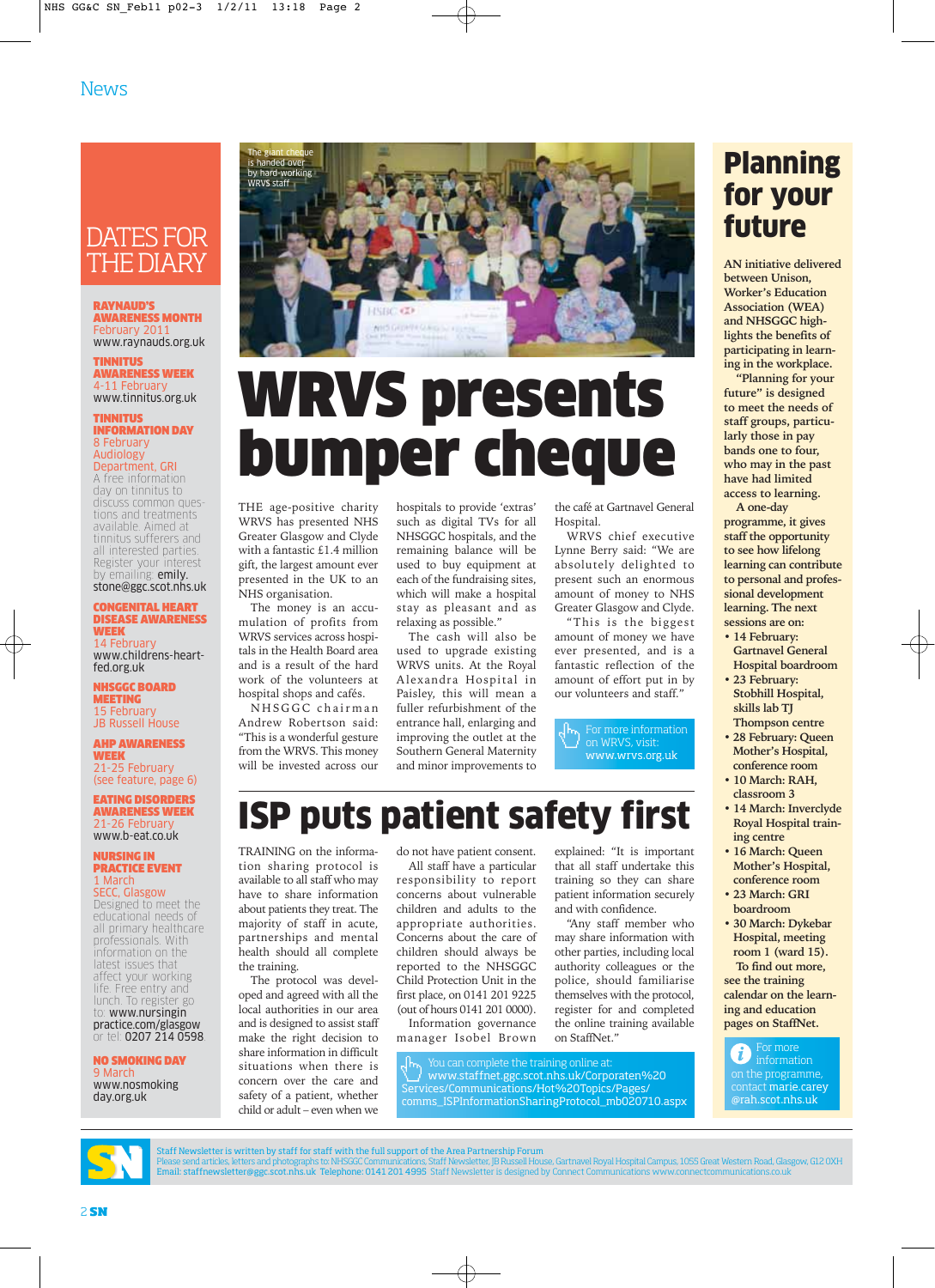# News

## DATES FOR THE DIARY

**RAYNAUD'S AWARENESS MONTH**
February 2011
www.raynauds.org.uk

**TINNITUS AWARENESS WEEK**
4-11 February
www.tinnitus.org.uk

**TINNITUS INFORMATION DAY**
8 February
Audiology Department, GRI
A free information day on tinnitus to discuss common questions and treatments available. Aimed at tinnitus sufferers and all interested parties. Register your interest by emailing emily.stone@ggc.scot.nhs.uk

**CONGENITAL HEART DISEASE AWARENESS WEEK**
14 February
www.childrens-heartfed.org.uk

**NHSGGC BOARD MEETING**
15 February
JB Russell House

**AHP AWARENESS WEEK**
21-25 February
(see feature, page 6)

**EATING DISORDERS AWARENESS WEEK**
21-26 February
www.b-eat.co.uk

**NURSING IN PRACTICE EVENT**
1 March
SECC, Glasgow
Designed to meet the educational needs of all primary healthcare professionals. With information on the latest issues that affect your working life. Free entry and lunch. To register go to: www.nursinginpractice.com/glasgow or tel: 0207 214 0598

**NO SMOKING DAY**
9 March
www.nosmokingday.org.uk

The giant cheque is handed over by hard-working WRVS staff

# WRVS presents bumper cheque

THE age-positive charity WRVS has presented NHS Greater Glasgow and Clyde with a fantastic £1.4 million gift, the largest amount ever presented in the UK to an NHS organisation.

The money is an accumulation of profits from WRVS services across hospitals in the Health Board area and is a result of the hard work of the volunteers at hospital shops and cafés.

NHSGGC chairman Andrew Robertson said: "This is a wonderful gesture from the WRVS. This money will be invested across our hospitals to provide 'extras' such as digital TVs for all NHSGGC hospitals, and the remaining balance will be used to buy equipment at each of the fundraising sites, which will make a hospital stay as pleasant and as relaxing as possible."

The cash will also be used to upgrade existing WRVS units. At the Royal Alexandra Hospital in Paisley, this will mean a fuller refurbishment of the entrance hall, enlarging and improving the outlet at the Southern General Maternity and minor improvements to the café at Gartnavel General Hospital.

WRVS chief executive Lynne Berry said: "We are absolutely delighted to present such an enormous amount of money to NHS Greater Glasgow and Clyde.

"This is the biggest amount of money we have ever presented, and is a fantastic reflection of the amount of effort put in by our volunteers and staff."

For more information on WRVS, visit: www.wrvs.org.uk

# ISP puts patient safety first

TRAINING on the information sharing protocol is available to all staff who may have to share information about patients they treat. The majority of staff in acute, partnerships and mental health should all complete the training.

The protocol was developed and agreed with all the local authorities in our area and is designed to assist staff make the right decision to share information in difficult situations when there is concern over the care and safety of a patient, whether child or adult – even when we do not have patient consent.

All staff have a particular responsibility to report concerns about vulnerable children and adults to the appropriate authorities. Concerns about the care of children should always be reported to the NHSGGC Child Protection Unit in the first place, on 0141 201 9225 (out of hours 0141 201 0000).

Information governance manager Isobel Brown explained: "It is important that all staff undertake this training so they can share patient information securely and with confidence.

"Any staff member who may share information with other parties, including local authority colleagues or the police, should familiarise themselves with the protocol, register for and completed the online training available on StaffNet."

You can complete the training online at: www.staffnet.ggc.scot.nhs.uk/Corporaten%20Services/Communications/Hot%20Topics/Pages/comms_ISPInformationSharingProtocol_mb020710.aspx

# Planning for your future

**AN initiative delivered between Unison, Worker's Education Association (WEA) and NHSGGC highlights the benefits of participating in learning in the workplace.**

**"Planning for your future" is designed to meet the needs of staff groups, particularly those in pay bands one to four, who may in the past have had limited access to learning.**

**A one-day programme, it gives staff the opportunity to see how lifelong learning can contribute to personal and professional development learning. The next sessions are on:**

- **14 February: Gartnavel General Hospital boardroom**
- **23 February: Stobhill Hospital, skills lab TJ Thompson centre**
- **28 February: Queen Mother's Hospital, conference room**
- **10 March: RAH, classroom 3**
- **14 March: Inverclyde Royal Hospital training centre**
- **16 March: Queen Mother's Hospital, conference room**
- **23 March: GRI boardroom**
- **30 March: Dykebar Hospital, meeting room 1 (ward 15).**

**To find out more, see the training calendar on the learning and education pages on StaffNet.**

For more information on the programme, contact marie.carey@rah.scot.nhs.uk

Staff Newsletter is written by staff for staff with the full support of the Area Partnership Forum
Please send articles, letters and photographs to: NHSGGC Communications, Staff Newsletter, JB Russell House, Gartnavel Royal Hospital Campus, 1055 Great Western Road, Glasgow, G12 0XH
Email: staffnewsletter@ggc.scot.nhs.uk Telephone: 0141 201 4995 Staff Newsletter is designed by Connect Communications www.connectcommunications.co.uk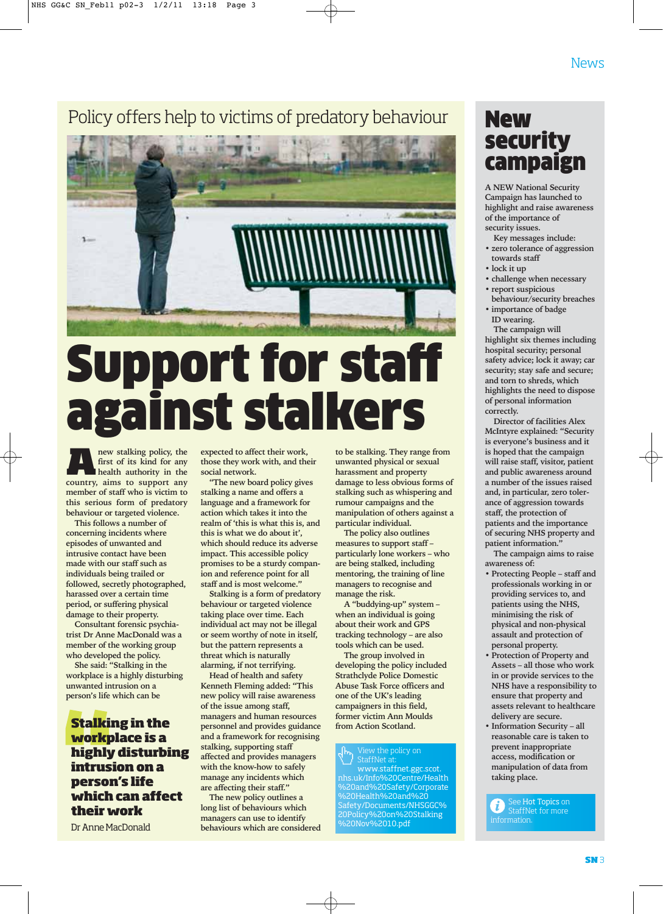# Policy offers help to victims of predatory behaviour

# Support for staff against stalkers

A new stalking policy, the first of its kind for any health authority in the country, aims to support any member of staff who is victim to this serious form of predatory behaviour or targeted violence.

This follows a number of concerning incidents where episodes of unwanted and intrusive contact have been made with our staff such as individuals being trailed or followed, secretly photographed, harassed over a certain time period, or suffering physical damage to their property.

Consultant forensic psychiatrist Dr Anne MacDonald was a member of the working group who developed the policy.

She said: "Stalking in the workplace is a highly disturbing unwanted intrusion on a person's life which can be expected to affect their work, those they work with, and their social network.

"The new board policy gives stalking a name and offers a language and a framework for action which takes it into the realm of 'this is what this is, and this is what we do about it', which should reduce its adverse impact. This accessible policy promises to be a sturdy companion and reference point for all staff and is most welcome."

> **Stalking in the workplace is a highly disturbing intrusion on a person's life which can affect their work**
>
> Dr Anne MacDonald

Stalking is a form of predatory behaviour or targeted violence taking place over time. Each individual act may not be illegal or seem worthy of note in itself, but the pattern represents a threat which is naturally alarming, if not terrifying.

Head of health and safety Kenneth Fleming added: "This new policy will raise awareness of the issue among staff, managers and human resources personnel and provides guidance and a framework for recognising stalking, supporting staff affected and provides managers with the know-how to safely manage any incidents which are affecting their staff."

The new policy outlines a long list of behaviours which managers can use to identify behaviours which are considered to be stalking. They range from unwanted physical or sexual harassment and property damage to less obvious forms of stalking such as whispering and rumour campaigns and the manipulation of others against a particular individual.

The policy also outlines measures to support staff – particularly lone workers – who are being stalked, including mentoring, the training of line managers to recognise and manage the risk.

A "buddying-up" system – when an individual is going about their work and GPS tracking technology – are also tools which can be used.

The group involved in developing the policy included Strathclyde Police Domestic Abuse Task Force officers and one of the UK's leading campaigners in this field, former victim Ann Moulds from Action Scotland.

View the policy on StaffNet at: www.staffnet.ggc.scot.nhs.uk/Info%20Centre/Health%20and%20Safety/Corporate%20Health%20and%20Safety/Documents/NHSGGC%20Policy%20on%20Stalking%20Nov%2010.pdf

# New security campaign

A NEW National Security Campaign has launched to highlight and raise awareness of the importance of security issues.

Key messages include:

- zero tolerance of aggression towards staff
- lock it up
- challenge when necessary
- report suspicious behaviour/security breaches
- importance of badge ID wearing.

The campaign will highlight six themes including hospital security; personal safety advice; lock it away; car security; stay safe and secure; and torn to shreds, which highlights the need to dispose of personal information correctly.

Director of facilities Alex McIntyre explained: "Security is everyone's business and it is hoped that the campaign will raise staff, visitor, patient and public awareness around a number of the issues raised and, in particular, zero tolerance of aggression towards staff, the protection of patients and the importance of securing NHS property and patient information."

The campaign aims to raise awareness of:

- Protecting People – staff and professionals working in or providing services to, and patients using the NHS, minimising the risk of physical and non-physical assault and protection of personal property.
- Protection of Property and Assets – all those who work in or provide services to the NHS have a responsibility to ensure that property and assets relevant to healthcare delivery are secure.
- Information Security – all reasonable care is taken to prevent inappropriate access, modification or manipulation of data from taking place.

See Hot Topics on StaffNet for more information.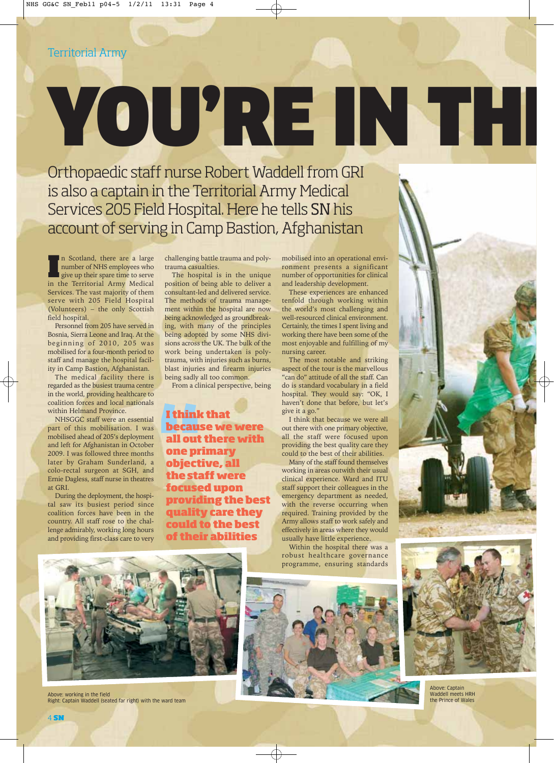Territorial Army

# YOU'RE IN THE

Orthopaedic staff nurse Robert Waddell from GRI is also a captain in the Territorial Army Medical Services 205 Field Hospital. Here he tells SN his account of serving in Camp Bastion, Afghanistan

In Scotland, there are a large number of NHS employees who give up their spare time to serve in the Territorial Army Medical Services. The vast majority of them serve with 205 Field Hospital (Volunteers) – the only Scottish field hospital.

Personnel from 205 have served in Bosnia, Sierra Leone and Iraq. At the beginning of 2010, 205 was mobilised for a four-month period to staff and manage the hospital facility in Camp Bastion, Afghanistan.

The medical facility there is regarded as the busiest trauma centre in the world, providing healthcare to coalition forces and local nationals within Helmand Province.

NHSGGC staff were an essential part of this mobilisation. I was mobilised ahead of 205's deployment and left for Afghanistan in October 2009. I was followed three months later by Graham Sunderland, a colo-rectal surgeon at SGH, and Ernie Dagless, staff nurse in theatres at GRI.

During the deployment, the hospital saw its busiest period since coalition forces have been in the country. All staff rose to the challenge admirably, working long hours and providing first-class care to very challenging battle trauma and polytrauma casualties.

The hospital is in the unique position of being able to deliver a consultant-led and delivered service. The methods of trauma management within the hospital are now being acknowledged as groundbreaking, with many of the principles being adopted by some NHS divisions across the UK. The bulk of the work being undertaken is polytrauma, with injuries such as burns, blast injuries and firearm injuries being sadly all too common.

From a clinical perspective, being mobilised into an operational environment presents a significant number of opportunities for clinical and leadership development.

These experiences are enhanced tenfold through working within the world's most challenging and well-resourced clinical environment. Certainly, the times I spent living and working there have been some of the most enjoyable and fulfilling of my nursing career.

The most notable and striking aspect of the tour is the marvellous "can do" attitude of all the staff. Can do is standard vocabulary in a field hospital. They would say: "OK, I haven't done that before, but let's give it a go."

I think that because we were all out there with one primary objective, all the staff were focused upon providing the best quality care they could to the best of their abilities.

Many of the staff found themselves working in areas outwith their usual clinical experience. Ward and ITU staff support their colleagues in the emergency department as needed, with the reverse occurring when required. Training provided by the Army allows staff to work safely and effectively in areas where they would usually have little experience.

Within the hospital there was a robust healthcare governance programme, ensuring standards

> **"I think that because we were all out there with one primary objective, all the staff were focused upon providing the best quality care they could to the best of their abilities"**

Above: working in the field
Right: Captain Waddell (seated far right) with the ward team

Above: Captain Waddell meets HRH the Prince of Wales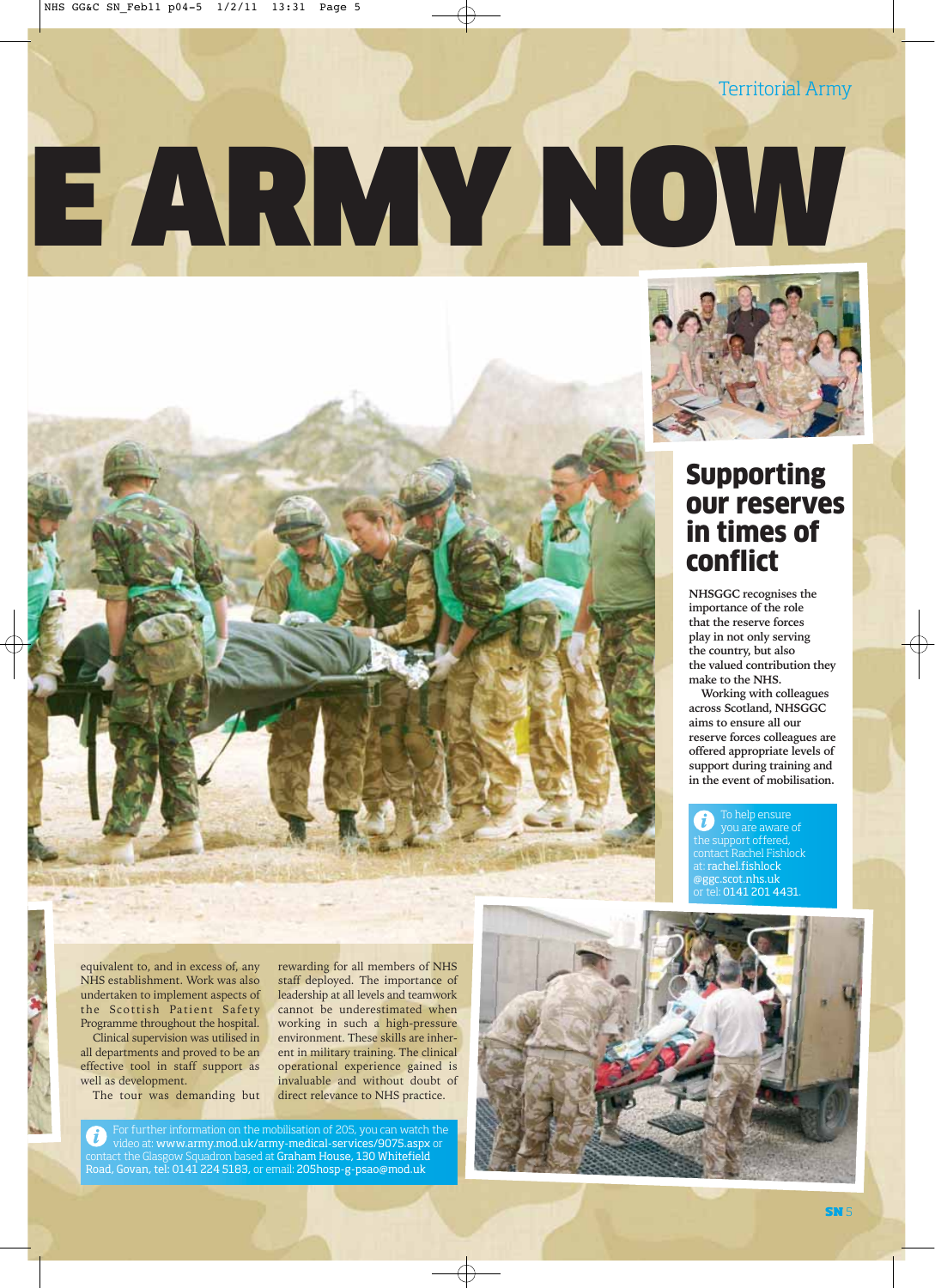# E ARMY NOW

equivalent to, and in excess of, any NHS establishment. Work was also undertaken to implement aspects of the Scottish Patient Safety Programme throughout the hospital.

Clinical supervision was utilised in all departments and proved to be an effective tool in staff support as well as development.

The tour was demanding but rewarding for all members of NHS staff deployed. The importance of leadership at all levels and teamwork cannot be underestimated when working in such a high-pressure environment. These skills are inherent in military training. The clinical operational experience gained is invaluable and without doubt of direct relevance to NHS practice.

For further information on the mobilisation of 205, you can watch the video at: www.army.mod.uk/army-medical-services/9075.aspx or contact the Glasgow Squadron based at Graham House, 130 Whitefield Road, Govan, tel: 0141 224 5183, or email: 205hosp-g-psao@mod.uk

## Supporting our reserves in times of conflict

NHSGGC recognises the importance of the role that the reserve forces play in not only serving the country, but also the valued contribution they make to the NHS.

Working with colleagues across Scotland, NHSGGC aims to ensure all our reserve forces colleagues are offered appropriate levels of support during training and in the event of mobilisation.

To help ensure you are aware of the support offered, contact Rachel Fishlock at: rachel.fishlock@ggc.scot.nhs.uk or tel: 0141 201 4431.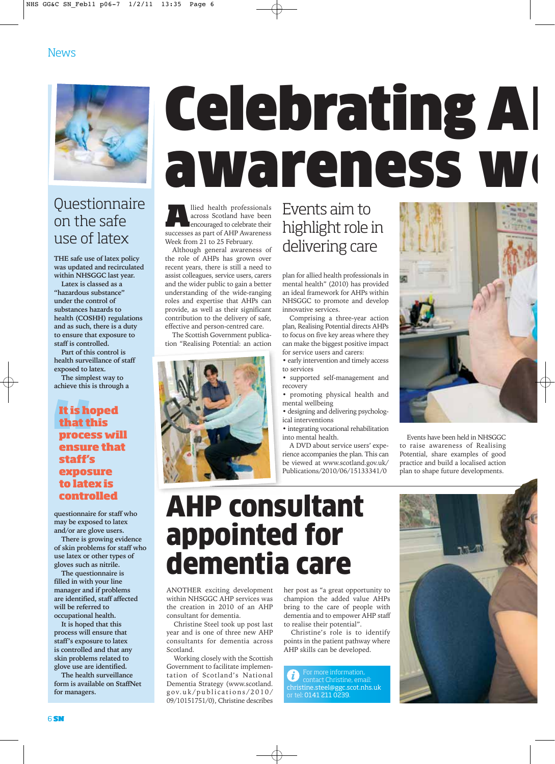News

## Questionnaire on the safe use of latex

THE safe use of latex policy was updated and recirculated within NHSGGC last year.

Latex is classed as a "hazardous substance" under the control of substances hazards to health (COSHH) regulations and as such, there is a duty to ensure that exposure to staff is controlled.

Part of this control is health surveillance of staff exposed to latex.

The simplest way to achieve this is through a questionnaire for staff who may be exposed to latex and/or are glove users.

> **It is hoped that this process will ensure that staff's exposure to latex is controlled**

There is growing evidence of skin problems for staff who use latex or other types of gloves such as nitrile.

The questionnaire is filled in with your line manager and if problems are identified, staff affected will be referred to occupational health.

It is hoped that this process will ensure that staff's exposure to latex is controlled and that any skin problems related to glove use are identified.

The health surveillance form is available on StaffNet for managers.

# Celebrating AHP awareness week

## Events aim to highlight role in delivering care

Allied health professionals across Scotland have been encouraged to celebrate their successes as part of AHP Awareness Week from 21 to 25 February.

Although general awareness of the role of AHPs has grown over recent years, there is still a need to assist colleagues, service users, carers and the wider public to gain a better understanding of the wide-ranging roles and expertise that AHPs can provide, as well as their significant contribution to the delivery of safe, effective and person-centred care.

The Scottish Government publication "Realising Potential: an action plan for allied health professionals in mental health" (2010) has provided an ideal framework for AHPs within NHSGGC to promote and develop innovative services.

Comprising a three-year action plan, Realising Potential directs AHPs to focus on five key areas where they can make the biggest positive impact for service users and carers:

- early intervention and timely access to services
- supported self-management and recovery
- promoting physical health and mental wellbeing
- designing and delivering psychological interventions
- integrating vocational rehabilitation into mental health.

A DVD about service users' experience accompanies the plan. This can be viewed at www.scotland.gov.uk/Publications/2010/06/15133341/0

Events have been held in NHSGGC to raise awareness of Realising Potential, share examples of good practice and build a localised action plan to shape future developments.

# AHP consultant appointed for dementia care

ANOTHER exciting development within NHSGGC AHP services was the creation in 2010 of an AHP consultant for dementia.

Christine Steel took up post last year and is one of three new AHP consultants for dementia across Scotland.

Working closely with the Scottish Government to facilitate implementation of Scotland's National Dementia Strategy (www.scotland.gov.uk/publications/2010/09/10151751/0), Christine describes her post as "a great opportunity to champion the added value AHPs bring to the care of people with dementia and to empower AHP staff to realise their potential".

Christine's role is to identify points in the patient pathway where AHP skills can be developed.

For more information, contact Christine, email: christine.steel@ggc.scot.nhs.uk or tel: 0141 211 0239.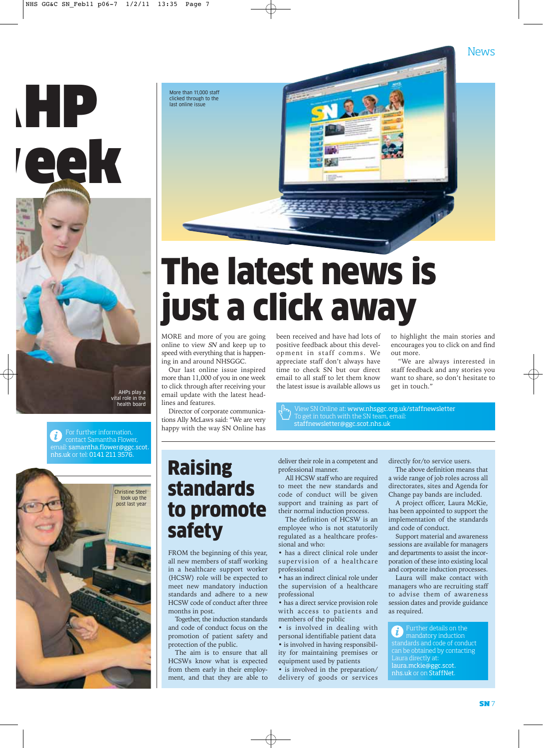# The latest news is just a click away

More than 11,000 staff clicked through to the last online issue

MORE and more of you are going online to view *SN* and keep up to speed with everything that is happening in and around NHSGGC.

Our last online issue inspired more than 11,000 of you in one week to click through after receiving your email update with the latest headlines and features.

Director of corporate communications Ally McLaws said: "We are very happy with the way SN Online has been received and have had lots of positive feedback about this development in staff comms. We appreciate staff don't always have time to check SN but our direct email to all staff to let them know the latest issue is available allows us to highlight the main stories and encourages you to click on and find out more.

"We are always interested in staff feedback and any stories you want to share, so don't hesitate to get in touch."

View SN Online at: www.nhsggc.org.uk/staffnewsletter
To get in touch with the SN team, email: staffnewsletter@ggc.scot.nhs.uk

AHPs play a vital role in the health board

For further information, contact Samantha Flower, email: samantha.flower@ggc.scot.nhs.uk or tel: 0141 211 3576.

Christine Steel took up the post last year

# Raising standards to promote safety

FROM the beginning of this year, all new members of staff working in a healthcare support worker (HCSW) role will be expected to meet new mandatory induction standards and adhere to a new HCSW code of conduct after three months in post.

Together, the induction standards and code of conduct focus on the promotion of patient safety and protection of the public.

The aim is to ensure that all HCSWs know what is expected from them early in their employment, and that they are able to deliver their role in a competent and professional manner.

All HCSW staff who are required to meet the new standards and code of conduct will be given support and training as part of their normal induction process.

The definition of HCSW is an employee who is not statutorily regulated as a healthcare professional and who:

- has a direct clinical role under supervision of a healthcare professional
- has an indirect clinical role under the supervision of a healthcare professional
- has a direct service provision role with access to patients and members of the public
- is involved in dealing with personal identifiable patient data
- is involved in having responsibility for maintaining premises or equipment used by patients
- is involved in the preparation/delivery of goods or services directly for/to service users.

The above definition means that a wide range of job roles across all directorates, sites and Agenda for Change pay bands are included.

A project officer, Laura McKie, has been appointed to support the implementation of the standards and code of conduct.

Support material and awareness sessions are available for managers and departments to assist the incorporation of these into existing local and corporate induction processes.

Laura will make contact with managers who are recruiting staff to advise them of awareness session dates and provide guidance as required.

Further details on the mandatory induction standards and code of conduct can be obtained by contacting Laura directly at: laura.mckie@ggc.scot.nhs.uk or on StaffNet.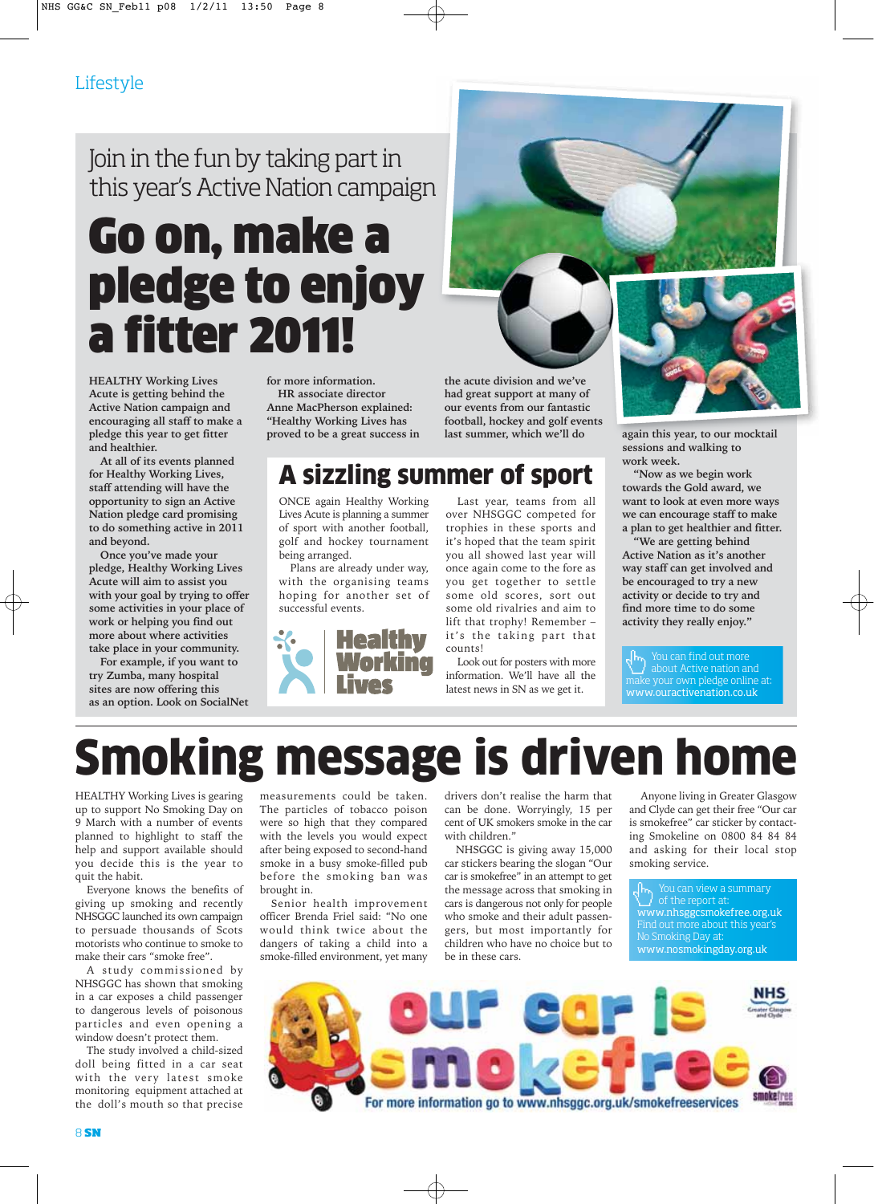Lifestyle

Join in the fun by taking part in this year's Active Nation campaign

# Go on, make a pledge to enjoy a fitter 2011!

**HEALTHY Working Lives Acute is getting behind the Active Nation campaign and encouraging all staff to make a pledge this year to get fitter and healthier.**

**At all of its events planned for Healthy Working Lives, staff attending will have the opportunity to sign an Active Nation pledge card promising to do something active in 2011 and beyond.**

**Once you've made your pledge, Healthy Working Lives Acute will aim to assist you with your goal by trying to offer some activities in your place of work or helping you find out more about where activities take place in your community.**

**For example, if you want to try Zumba, many hospital sites are now offering this as an option. Look on SocialNet for more information.**

**HR associate director Anne MacPherson explained: "Healthy Working Lives has proved to be a great success in the acute division and we've had great support at many of our events from our fantastic football, hockey and golf events last summer, which we'll do again this year, to our mocktail sessions and walking to work week.**

**"Now as we begin work towards the Gold award, we want to look at even more ways we can encourage staff to make a plan to get healthier and fitter.**

**"We are getting behind Active Nation as it's another way staff can get involved and be encouraged to try a new activity or decide to try and find more time to do some activity they really enjoy."**

## A sizzling summer of sport

ONCE again Healthy Working Lives Acute is planning a summer of sport with another football, golf and hockey tournament being arranged.

Plans are already under way, with the organising teams hoping for another set of successful events.

Last year, teams from all over NHSGGC competed for trophies in these sports and it's hoped that the team spirit you all showed last year will once again come to the fore as you get together to settle some old scores, sort out some old rivalries and aim to lift that trophy! Remember – it's the taking part that counts!

Look out for posters with more information. We'll have all the latest news in SN as we get it.

Healthy Working Lives

You can find out more about Active nation and make your own pledge online at: www.ouractivenation.co.uk

# Smoking message is driven home

HEALTHY Working Lives is gearing up to support No Smoking Day on 9 March with a number of events planned to highlight to staff the help and support available should you decide this is the year to quit the habit.

Everyone knows the benefits of giving up smoking and recently NHSGGC launched its own campaign to persuade thousands of Scots motorists who continue to smoke to make their cars "smoke free".

A study commissioned by NHSGGC has shown that smoking in a car exposes a child passenger to dangerous levels of poisonous particles and even opening a window doesn't protect them.

The study involved a child-sized doll being fitted in a car seat with the very latest smoke monitoring equipment attached at the doll's mouth so that precise measurements could be taken. The particles of tobacco poison were so high that they compared with the levels you would expect after being exposed to second-hand smoke in a busy smoke-filled pub before the smoking ban was brought in.

Senior health improvement officer Brenda Friel said: "No one would think twice about the dangers of taking a child into a smoke-filled environment, yet many drivers don't realise the harm that can be done. Worryingly, 15 per cent of UK smokers smoke in the car with children."

NHSGGC is giving away 15,000 car stickers bearing the slogan "Our car is smokefree" in an attempt to get the message across that smoking in cars is dangerous not only for people who smoke and their adult passengers, but most importantly for children who have no choice but to be in these cars.

Anyone living in Greater Glasgow and Clyde can get their free "Our car is smokefree" car sticker by contacting Smokeline on 0800 84 84 84 and asking for their local stop smoking service.

You can view a summary of the report at: www.nhsggcsmokefree.org.uk
Find out more about this year's No Smoking Day at: www.nosmokingday.org.uk

our car is smokefree
For more information go to www.nhsggc.org.uk/smokefreeservices
NHS Greater Glasgow and Clyde
smokefree